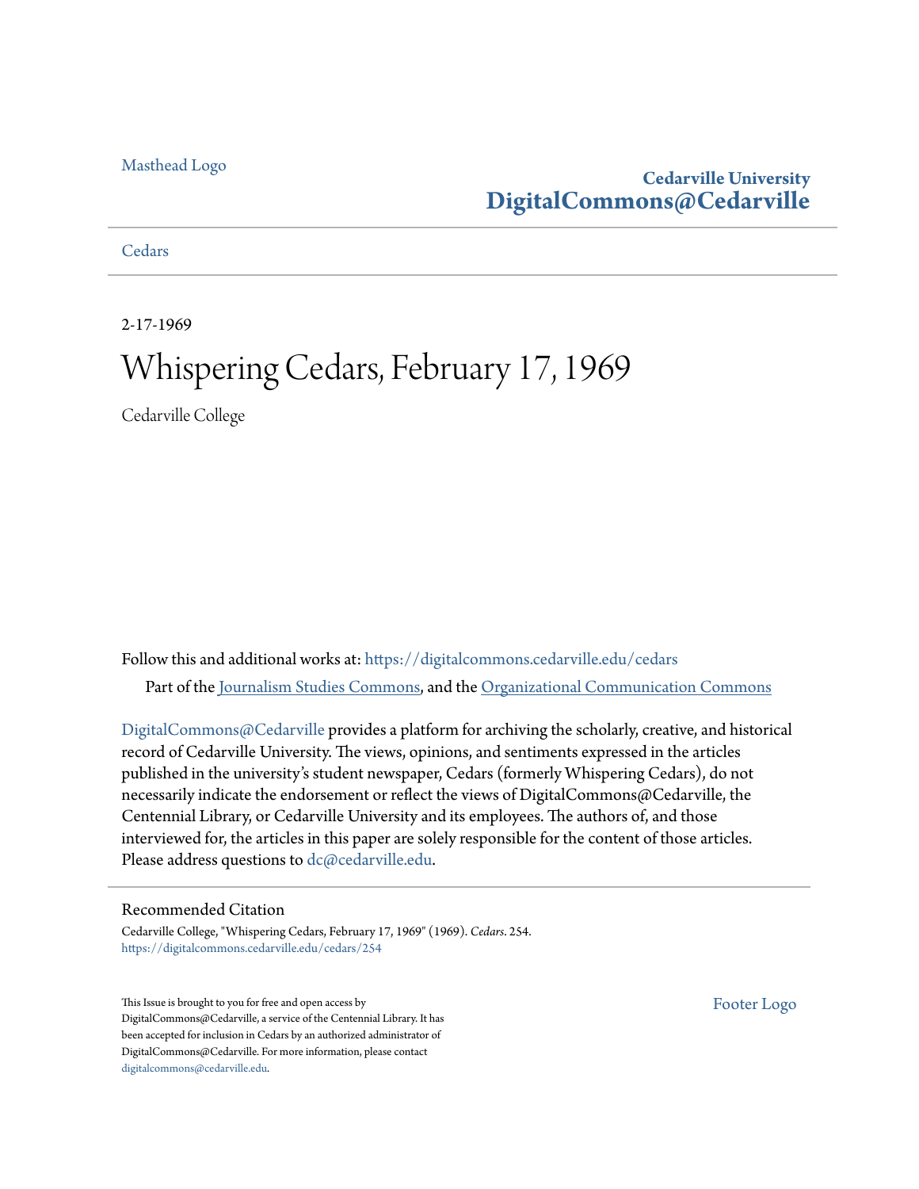Masthead Logo

**Cedarville University**
**DigitalCommons@Cedarville**

Cedars

2-17-1969

# Whispering Cedars, February 17, 1969

Cedarville College

Follow this and additional works at: https://digitalcommons.cedarville.edu/cedars

Part of the Journalism Studies Commons, and the Organizational Communication Commons

DigitalCommons@Cedarville provides a platform for archiving the scholarly, creative, and historical record of Cedarville University. The views, opinions, and sentiments expressed in the articles published in the university's student newspaper, Cedars (formerly Whispering Cedars), do not necessarily indicate the endorsement or reflect the views of DigitalCommons@Cedarville, the Centennial Library, or Cedarville University and its employees. The authors of, and those interviewed for, the articles in this paper are solely responsible for the content of those articles. Please address questions to dc@cedarville.edu.

## Recommended Citation

Cedarville College, "Whispering Cedars, February 17, 1969" (1969). *Cedars*. 254.
https://digitalcommons.cedarville.edu/cedars/254

This Issue is brought to you for free and open access by DigitalCommons@Cedarville, a service of the Centennial Library. It has been accepted for inclusion in Cedars by an authorized administrator of DigitalCommons@Cedarville. For more information, please contact digitalcommons@cedarville.edu.

Footer Logo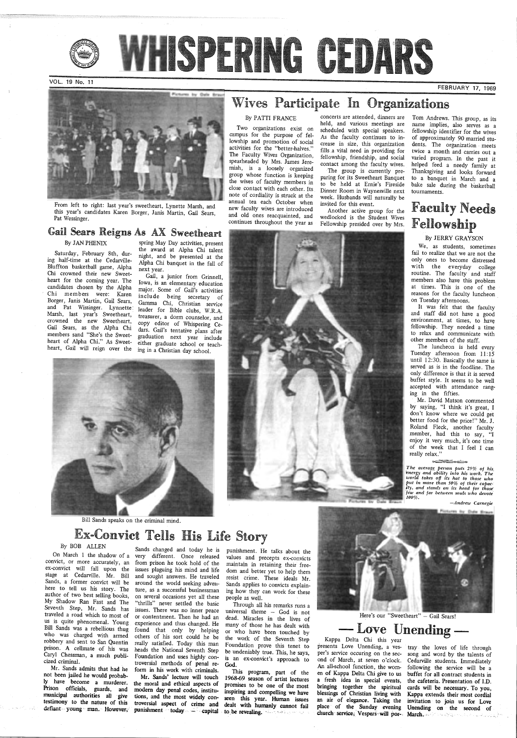# WHISPERING CEDARS

VOL. 19 No. 11 — FEBRUARY 17, 1969

Pictures by Dale Braun

From left to right: last year's sweetheart, Lynette Marsh, and this year's candidates Karen Borger, Janis Martin, Gail Sears, Pat Wessinger.

## Gail Sears Reigns As AX Sweetheart

By JAN PHENIX

Saturday, February 8th, during half-time at the Cedarville-Bluffton basketball game, Alpha Chi crowned their new Sweetheart for the coming year. The candidates chosen by the Alpha Chi members were: Karen Borger, Janis Martin, Gail Sears, and Pat Wissinger. Lynnette Marsh, last year's Sweetheart, crowned the new Sweetheart, Gail Sears, as the Alpha Chi members sand "She's the Sweetheart of Alpha Chi." As Sweetheart, Gail will reign over the spring May Day activities, present the award at Alpha Chi talent night, and be presented at the Alpha Chi banquet in the fall of next year.

Gail, a junior from Grinnell, Iowa, is an elementary education major. Some of Gail's activities include being secretary of Gamma Chi, Christian service leader for Bible clubs, W.R.A. treasurer, a dorm counselor, and copy editor of Whispering Cedars. Gail's tentative plans after graduation next year include either graduate school or teaching in a Christian day school.

## Wives Participate In Organizations

By PATTI FRANCE

Two organizations exist on campus for the purpose of fellowship and promotion of social activities for the "better-halves." The Faculty Wives Organization, spearheaded by Mrs. James Jeremiah, is a loosely organized group whose function is keeping the wives of faculty members in close contact with each other. Its note of cordiality is struck at the annual tea each October when new faculty wives are introduced and old ones reacquainted, and continues throughout the year as concerts are attended, dinners are held, and various meetings are scheduled with special speakers. As the faculty continues to increase in size, this organization fills a vital need in providing for fellowship, friendship, and social contact among the faculty wives.

The group is currently preparing for its Sweetheart Banquet to be held at Ernie's Fireside Dinner Room in Waynesville next week. Husbands will naturally be invited for this event.

Another active group for the wedlocked is the Student Wives Fellowship presided over by Mrs. Tom Andrews. This group, as its name implies, also serves as a fellowship identifier for the wives of approximately 90 married students. The organization meets twice a month and carries out a varied program. In the past it helped feed a needy family at Thanksgiving and looks forward to a banquet in March and a bake sale during the basketball tournaments.

## Faculty Needs Fellowship

By JERRY GRAYSON

We, as students, sometimes fail to realize that we are not the only ones to become distressed with the everyday college routine. The faculty and staff members also have this problem at times. This is one of the reasons for the faculty luncheon on Tuesday afternoons.

It was felt that the faculty and staff did not have a good environment, at times, to have fellowship. They needed a time to relax and communicate with other members of the staff.

The luncheon is held every Tuesday afternoon from 11:15 until 12:30. Basically the same is served as is in the foodline. The only difference is that it is served buffet style. It seems to be well accepted with attendance ranging in the fifties.

Mr. David Matson commented by saying, "I think it's great, I don't know where we could get better food for the price!" Mr. J. Roland Fleck, another faculty member, had this to say, "I enjoy it very much, it's one time of the week that I feel I can really relax."

*The average person puts 25% of his energy and ability into his work. The world takes off its hat to those who put in more than 50% of their capacity, and stands on its head for those few and far between souls who devote 100%.*

—Andrew Carnegie

Pictures by Dale Braun

Bill Sands speaks on the criminal mind.

## Ex-Convict Tells His Life Story

By BOB ALLEN

On March 1 the shadow of a convict, or more accurately, an ex-convict will fall upon the stage at Cedarville. Mr. Bill Sands, a former convict will be here to tell us his story. The author of two best selling books, My Shadow Ran Fast and The Seventh Step, Mr. Sands has traveled a road which to most of us is quite phenomenal. Young Bill Sands was a rebellious thug who was charged with armed robbery and sent to San Quentin prison. A cellmate of his was Caryl Chessman, a much publicized criminal.

Mr. Sands admits that had he not been jailed he would probably have become a murderer. Prison officials, guards, and municipal authorities all give testimony to the nature of this defiant young man. However, Sands changed and today he is very different. Once released from prison he took hold of the issues plaguing his mind and life and sought answers. He traveled around the world seeking adventure, as a successful businessman on several occasions yet all these "thrills" never settled the basic issues. There was no inner peace or contentment. Then he had an experience and thus changed. He found that only by helping others of his sort could he be really satisfied. Today this man heads the National Seventh Step Foundation and uses highly controversial methods of penal reform in his work with criminals.

**Mr. Sands' lecture will touch the moral and ethical aspects of modern day penal codes, institutions, and the most widely controversial aspect of crime and punishment today — capital** punishment. He talks about the values and precepts ex-convicts maintain in retaining their freedom and better yet to help them resist crime. These ideals Mr. Sands applies to convicts explaining how they can work for these people as well.

Through all his remarks runs a universal theme — God is not dead. Miracles in the lives of many of those he has dealt with or who have been touched by the work of the Seventh Step Foundation prove this tenet to be undeniably true. This, he says, is an ex-convict's approach to God.

This program, part of the 1968-69 season of artist lectures **promises to be one of the most inspiring and compelling we have seen this year. Human issues dealt with humanly cannot fail to be revealing.**

Pictures by Dale Braun

Here's our "Sweetheart" — Gail Sears!

## — Love Unending —

Kappa Delta Chi this year presents Love Unending, a vesper's service occuring on the second of March, at seven o'clock. An all-school function, the women of Kappa Delta Chi give to us a fresh idea in special events, **bringing together the spiritual blessings of Christian living with an air of elegance. Taking the place of the Sunday evening church service, Vespers will por-** tray the loves of life through song and word by the talents of Cedarville students. Immediately following the service will be a buffet for all contract students in the cafeteria. Presentation of I.D. cards will be necessary. To you, Kappa extends their most cordial invitation to join us for Love Unending on the second of March.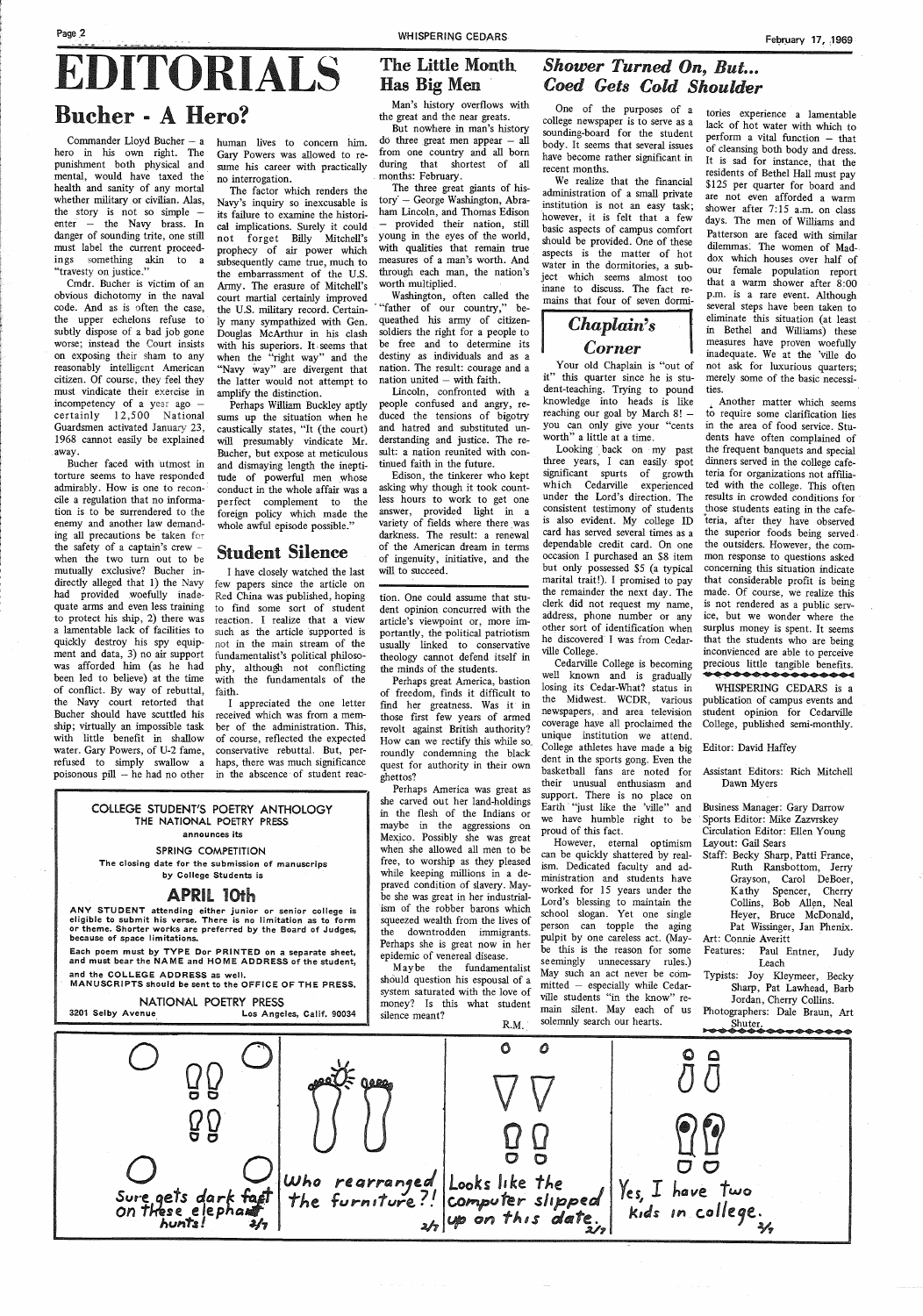# EDITORIALS

## Bucher - A Hero?

Commander Lloyd Bucher – a hero in his own right. The punishment both physical and mental, would have taxed the health and sanity of any mortal whether military or civilian. Alas, the story is not so simple – enter – the Navy brass. In danger of sounding trite, one still must label the current proceedings something akin to a "travesty on justice."

Cmdr. Bucher is victim of an obvious dichotomy in the naval code. And as is often the case, the upper echelons refuse to subtly dispose of a bad job gone worse; instead the Court insists on exposing their sham to any reasonably intelligent American citizen. Of course, they feel they must vindicate their exercise in incompetency of a year ago – certainly 12,500 National Guardsmen activated January 23, 1968 cannot easily be explained away.

Bucher faced with utmost in torture seems to have responded admirably. How is one to reconcile a regulation that no information is to be surrendered to the enemy and another law demanding all precautions be taken for the safety of a captain's crew – when the two turn out to be mutually exclusive? Bucher indirectly alleged that 1) the Navy had provided woefully inadequate arms and even less training to protect his ship, 2) there was a lamentable lack of facilities to quickly destroy his spy equipment and data, 3) no air support was afforded him (as he had been led to believe) at the time of conflict. By way of rebuttal, the Navy court retorted that Bucher should have scuttled his ship; virtually an impossible task with little benefit in shallow water. Gary Powers, of U-2 fame, refused to simply swallow a poisonous pill – he had no other human lives to concern him. Gary Powers was allowed to resume his career with practically no interrogation.

The factor which renders the Navy's inquiry so inexcusable is its failure to examine the historical implications. Surely it could not forget Billy Mitchell's prophecy of air power which subsequently came true, much to the embarrassment of the U.S. Army. The erasure of Mitchell's court martial certainly improved the U.S. military record. Certainly many sympathized with Gen. Douglas McArthur in his clash with his superiors. It seems that when the "right way" and the "Navy way" are divergent that the latter would not attempt to amplify the distinction.

Perhaps William Buckley aptly sums up the situation when he caustically states, "It (the court) will presumably vindicate Mr. Bucher, but expose at meticulous and dismaying length the ineptitude of powerful men whose conduct in the whole affair was a perfect complement to the foreign policy which made the whole awful episode possible."

## Student Silence

I have closely watched the last few papers since the article on Red China was published, hoping to find some sort of student reaction. I realize that a view such as the article supported is not in the main stream of the fundamentalist's political philosophy, although not conflicting with the fundamentals of the faith.

I appreciated the one letter received which was from a member of the administration. This, of course, reflected the expected conservative rebuttal. But, perhaps, there was much significance in the abscence of student reaction. One could assume that student opinion concurred with the article's viewpoint or, more importantly, the political patriotism usually linked to conservative theology cannot defend itself in the minds of the students.

Perhaps great America, bastion of freedom, finds it difficult to find her greatness. Was it in those first few years of armed revolt against British authority? How can we rectify this while so roundly condemning the black quest for authority in their own ghettos?

Perhaps America was great as she carved out her land-holdings in the flesh of the Indians or maybe in the aggressions on Mexico. Possibly she was great when she allowed all men to be free, to worship as they pleased while keeping millions in a depraved condition of slavery. Maybe she was great in her industrialism of the robber barons which squeezed wealth from the lives of the downtrodden immigrants. Perhaps she is great now in her epidemic of venereal disease.

Maybe the fundamentalist should question his espousal of a system saturated with the love of money? Is this what student silence meant?

R.M.

## The Little Month Has Big Men

Man's history overflows with the great and the near greats.

But nowhere in man's history do three great men appear – all from one country and all born during that shortest of all months: February.

The three great giants of history – George Washington, Abraham Lincoln, and Thomas Edison – provided their nation, still young in the eyes of the world, with qualities that remain true measures of a man's worth. And through each man, the nation's worth multiplied.

Washington, often called the "father of our country," bequeathed his army of citizen-soldiers the right for a people to be free and to determine its destiny as individuals and as a nation. The result: courage and a nation united – with faith.

Lincoln, confronted with a people confused and angry, reduced the tensions of bigotry and hatred and substituted understanding and justice. The result: a nation reunited with continued faith in the future.

Edison, the tinkerer who kept asking why though it took countless hours to work to get one answer, provided light in a variety of fields where there was darkness. The result: a renewal of the American dream in terms of ingenuity, initiative, and the will to succeed.

## Shower Turned On, But... Coed Gets Cold Shoulder

One of the purposes of a college newspaper is to serve as a sounding-board for the student body. It seems that several issues have become rather significant in recent months.

We realize that the financial administration of a small private institution is not an easy task; however, it is felt that a few basic aspects of campus comfort should be provided. One of these aspects is the matter of hot water in the dormitories, a subject which seems almost too inane to discuss. The fact remains that four of seven dormitories experience a lamentable lack of hot water with which to perform a vital function – that of cleansing both body and dress. It is sad for instance, that the residents of Bethel Hall must pay $125 per quarter for board and are not even afforded a warm shower after 7:15 a.m. on class days. The men of Williams and Patterson are faced with similar dilemmas. The women of Maddox which houses over half of our female population report that a warm shower after 8:00 p.m. is a rare event. Although several steps have been taken to eliminate this situation (at least in Bethel and Williams) these measures have proven woefully inadequate. We at the 'ville do not ask for luxurious quarters; merely some of the basic necessities.

Another matter which seems to require some clarification lies in the area of food service. Students have often complained of the frequent banquets and special dinners served in the college cafeteria for organizations not affiliated with the college. This often results in crowded conditions for those students eating in the cafeteria, after they have observed the superior foods being served the outsiders. However, the common response to questions asked concerning this situation indicate that considerable profit is being made. Of course, we realize this is not rendered as a public service, but we wonder where the surplus money is spent. It seems that the students who are being inconvenienced are able to perceive precious little tangible benefits.

## Chaplain's Corner

Your old Chaplain is "out of it" this quarter since he is student-teaching. Trying to pound knowledge into heads is like reaching our goal by March 8! – you can only give your "cents worth" a little at a time.

Looking back on my past three years, I can easily spot significant spurts of growth which Cedarville experienced under the Lord's direction. The consistent testimony of students is also evident. My college ID card has served several times as a dependable credit card. On one occasion I purchased an $8 item but only possessed $5 (a typical marital trait!). I promised to pay the remainder the next day. The clerk did not request my name, address, phone number or any other sort of identification when he discovered I was from Cedarville College.

Cedarville College is becoming well known and is gradually losing its Cedar-What? status in the Midwest. WCDR, various newspapers, and area television coverage have all proclaimed the unique institution we attend. College athletes have made a big dent in the sports gong. Even the basketball fans are noted for their unusual enthusiasm and support. There is no place on Earth "just like the 'ville" and we have humble right to be proud of this fact.

However, eternal optimism can be quickly shattered by realism. Dedicated faculty and administration and students have worked for 15 years under the Lord's blessing to maintain the school slogan. Yet one single person can topple the aging pulpit by one careless act. (Maybe this is the reason for some seemingly unnecessary rules.) May such an act never be committed – especially while Cedarville students "in the know" remain silent. May each of us solemnly search our hearts.

---

WHISPERING CEDARS is a publication of campus events and student opinion for Cedarville College, published semi-monthly.

Editor: David Haffey

Assistant Editors: Rich Mitchell, Dawn Myers

Business Manager: Gary Darrow
Sports Editor: Mike Zazvrskey
Circulation Editor: Ellen Young
Layout: Gail Sears
Staff: Becky Sharp, Patti France, Ruth Ransbottom, Jerry Grayson, Carol DeBoer, Kathy Spencer, Cherry Collins, Bob Allen, Neal Heyer, Bruce McDonald, Pat Wissinger, Jan Phenix.
Art: Connie Averitt
Features: Paul Entner, Judy Leach
Typists: Joy Kleymeer, Becky Sharp, Pat Lawhead, Barb Jordan, Cherry Collins.
Photographers: Dale Braun, Art Shuter.

---

**COLLEGE STUDENT'S POETRY ANTHOLOGY**
**THE NATIONAL POETRY PRESS**
announces its

**SPRING COMPETITION**

The closing date for the submission of manuscrips by College Students is

**APRIL 10th**

**ANY STUDENT attending either junior or senior college is eligible to submit his verse. There is no limitation as to form or theme. Shorter works are preferred by the Board of Judges, because of space limitations.**

**Each poem must by TYPE D or PRINTED on a separate sheet, and must bear the NAME and HOME ADDRESS of the student, and the COLLEGE ADDRESS as well.**

**MANUSCRIPTS should be sent to the OFFICE OF THE PRESS.**

**NATIONAL POETRY PRESS**
3201 Selby Avenue — Los Angeles, Calif. 90034

---

Sure gets dark fast on these elephant hunts! 2/7

Who rearranged the furniture?!

Looks like the computer slipped up on this date. 2/7

Yes, I have two kids in college. 2/7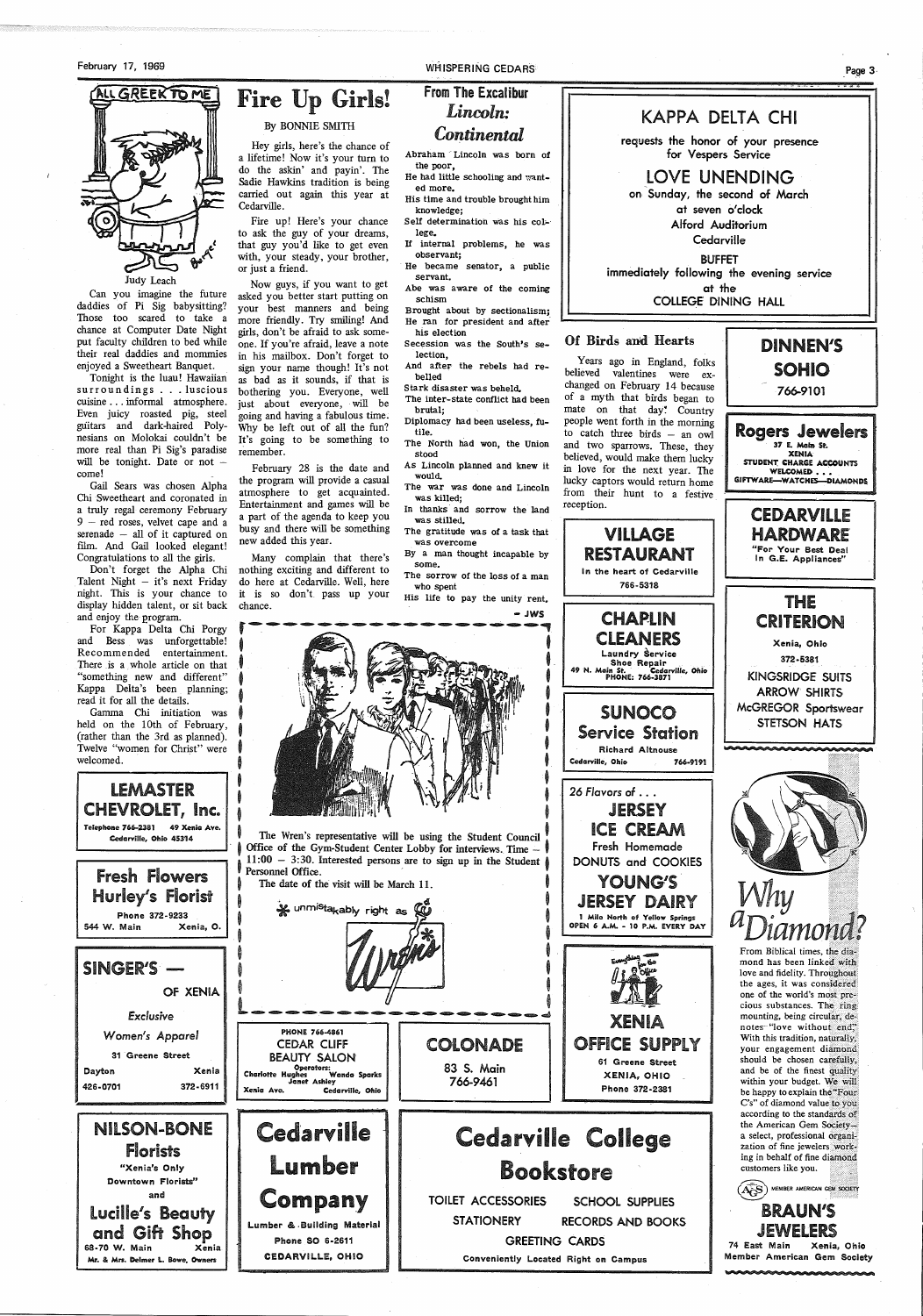# ALL GREEK TO ME

Judy Leach

Can you imagine the future daddies of Pi Sig babysitting? Those too scared to take a chance at Computer Date Night put faculty children to bed while their real daddies and mommies enjoyed a Sweetheart Banquet.

Tonight is the luau! Hawaiian surroundings . . . luscious cuisine . . . informal atmosphere. Even juicy roasted pig, steel guitars and dark-haired Polynesians on Molokai couldn't be more real than Pi Sig's paradise will be tonight. Date or not — come!

Gail Sears was chosen Alpha Chi Sweetheart and coronated in a truly regal ceremony February 9 — red roses, velvet cape and a serenade — all of it captured on film. And Gail looked elegant! Congratulations to all the girls.

Don't forget the Alpha Chi Talent Night — it's next Friday night. This is your chance to display hidden talent, or sit back and enjoy the program.

For Kappa Delta Chi Porgy and Bess was unforgettable! Recommended entertainment. There is a whole article on that "something new and different" Kappa Delta's been planning; read it for all the details.

Gamma Chi initiation was held on the 10th of February, (rather than the 3rd as planned). Twelve "women for Christ" were welcomed.

# Fire Up Girls!

By BONNIE SMITH

Hey girls, here's the chance of a lifetime! Now it's your turn to do the askin' and payin'. The Sadie Hawkins tradition is being carried out again this year at Cedarville.

Fire up! Here's your chance to ask the guy of your dreams, that guy you'd like to get even with, your steady, your brother, or just a friend.

Now guys, if you want to get asked you better start putting on your best manners and being more friendly. Try smiling! And girls, don't be afraid to ask someone. If you're afraid, leave a note in his mailbox. Don't forget to sign your name though! It's not as bad as it sounds, if that is bothering you. Everyone, well just about everyone, will be going and having a fabulous time. Why be left out of all the fun? It's going to be something to remember.

February 28 is the date and the program will provide a casual atmosphere to get acquainted. Entertainment and games will be a part of the agenda to keep you busy and there will be something new added this year.

Many complain that there's nothing exciting and different to do here at Cedarville. Well, here it is so don't pass up your chance.

## From The Excalibur
## *Lincoln: Continental*

Abraham Lincoln was born of the poor,
He had little schooling and wanted more.
His time and trouble brought him knowledge;
Self determination was his college.
If internal problems, he was observant;
He became senator, a public servant.
Abe was aware of the coming schism
Brought about by sectionalism;
He ran for president and after his election
Secession was the South's selection,
And after the rebels had rebelled
Stark disaster was beheld.
The inter-state conflict had been brutal;
Diplomacy had been useless, futile.
The North had won, the Union stood
As Lincoln planned and knew it would.
The war was done and Lincoln was killed;
In thanks and sorrow the land was stilled.
The gratitude was of a task that was overcome
By a man thought incapable by some.
The sorrow of the loss of a man who spent
His life to pay the unity rent.

— JWS

The Wren's representative will be using the Student Council Office of the Gym-Student Center Lobby for interviews. Time — 11:00 — 3:30. Interested persons are to sign up in the Student Personnel Office.

The date of the visit will be March 11.

unmistakably right as Wren's

## KAPPA DELTA CHI

requests the honor of your presence for Vespers Service

**LOVE UNENDING**

on Sunday, the second of March at seven o'clock
Alford Auditorium
Cedarville

BUFFET
immediately following the evening service at the
COLLEGE DINING HALL

## Of Birds and Hearts

Years ago in England, folks believed valentines were exchanged on February 14 because of a myth that birds began to mate on that day. Country people went forth in the morning to catch three birds — an owl and two sparrows. These, they believed, would make them lucky in love for the next year. The lucky captors would return home from their hunt to a festive reception.

**DINNEN'S SOHIO**
766-9101

**Rogers Jewelers**
37 E. Main St.
XENIA
STUDENT CHARGE ACCOUNTS WELCOMED . . .
GIFTWARE—WATCHES—DIAMONDS

**CEDARVILLE HARDWARE**
"For Your Best Deal In G.E. Appliances"

**THE CRITERION**
Xenia, Ohio
372-5381
KINGSRIDGE SUITS
ARROW SHIRTS
McGREGOR Sportswear
STETSON HATS

**VILLAGE RESTAURANT**
In the heart of Cedarville
766-5318

**CHAPLIN CLEANERS**
Laundry Service
Shoe Repair
49 N. Main St. Cedarville, Ohio
PHONE: 766-3871

**SUNOCO Service Station**
Richard Altnouse
Cedarville, Ohio 766-9191

*26 Flavors of . . .*
**JERSEY ICE CREAM**
Fresh Homemade DONUTS and COOKIES
**YOUNG'S JERSEY DAIRY**
1 Mile North of Yellow Springs
OPEN 6 A.M. - 10 P.M. EVERY DAY

**XENIA OFFICE SUPPLY**
61 Greene Street
XENIA, OHIO
Phone 372-2381

**LEMASTER CHEVROLET, Inc.**
Telephone 766-2381 49 Xenia Ave.
Cedarville, Ohio 45314

**Fresh Flowers**
**Hurley's Florist**
Phone 372-9233
544 W. Main Xenia, O.

**SINGER'S — OF XENIA**
*Exclusive Women's Apparel*
31 Greene Street
Dayton 426-0701 Xenia 372-6911

**NILSON-BONE Florists**
"Xenia's Only Downtown Florists"
and
**Lucille's Beauty and Gift Shop**
68-70 W. Main Xenia
Mr. & Mrs. Delmer L. Bowe, Owners

PHONE 766-4861
**CEDAR CLIFF BEAUTY SALON**
Operators:
Charlotte Hughes Wanda Sparks
Janet Ashley
Xenia Ave. Cedarville, Ohio

**COLONADE**
83 S. Main
766-9461

**Cedarville Lumber Company**
Lumber & Building Material
Phone SO 6-2611
CEDARVILLE, OHIO

**Cedarville College Bookstore**
TOILET ACCESSORIES SCHOOL SUPPLIES
STATIONERY RECORDS AND BOOKS
GREETING CARDS
Conveniently Located Right on Campus

## *Why a Diamond?*

From Biblical times, the diamond has been linked with love and fidelity. Throughout the ages, it was considered one of the world's most precious substances. The ring mounting, being circular, denotes "love without end." With this tradition, naturally, your engagement diamond should be chosen carefully, and be of the finest quality within your budget. We will be happy to explain the "Four C's" of diamond value to you according to the standards of the American Gem Society—a select, professional organization of fine jewelers working in behalf of fine diamond customers like you.

AGS MEMBER AMERICAN GEM SOCIETY

**BRAUN'S JEWELERS**
74 East Main Xenia, Ohio
Member American Gem Society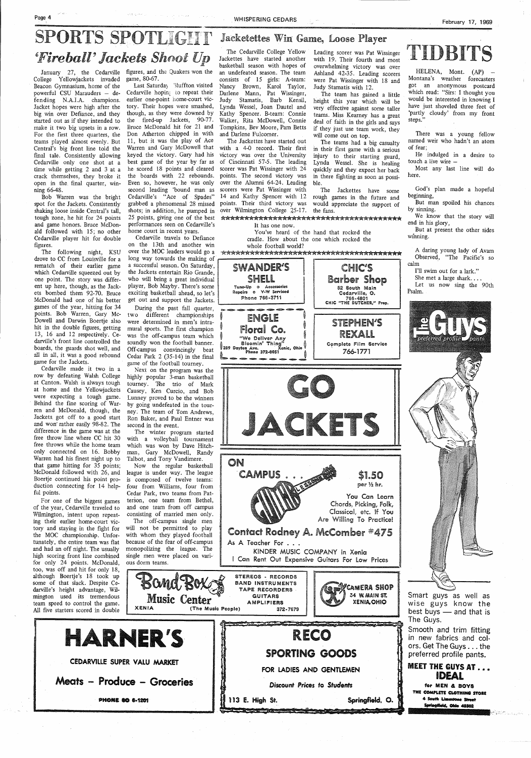# SPORTS SPOTLIGHT

## 'Fireball' Jackets Shoot Up

January 27, the Cedarville College Yellowjackets invaded Beacon Gymnasium, home of the powerful CSU Marauders – defending N.A.I.A. champions. Jacket hopes were high after the big win over Defiance, and they started out as if they intended to make it two big upsets in a row. For the first three quarters, the teams played almost evenly. But Central's big front line told the final tale. Consistently allowing Cedarville only one shot at a time while getting 2 and 3 at a crack themselves, they broke it open in the final quarter, winning 66-48.

Bob Warren was the bright spot for the Jackets. Consistently shaking loose inside Central's tall, tough zone, he hit for 24 points and game honors. Bruce McDonald followed with 15; no other Cedarville player hit for double figures.

The following night, KSU drove to CC from Louisville for a rematch of their earlier game which Cedarville squeezed out by one point. The story was different up here, though, as the Jackets bombed them 92-70. Bruce McDonald had one of his better games of the year, hitting for 34 points. Bob Warren, Gary McDowell and Darwin Boertje also hit in the double figures, getting 13, 16 and 12 respectively. Cedarville's front line controlled the boards, the guards shot well, and all in all, it was a good rebound game for the Jackets.

Cedarville made it two in a row by defeating Walsh College at Canton. Walsh is always tough at home and the Yellowjackets were expecting a tough game. Behind the fine scoring of Warren and McDonald, though, the Jackets got off to a good start and won rather easily 98-82. The difference in the game was at the free throw line where CC hit 30 free throws while the home team only connected on 16. Bobby Warren had his finest night up to that game hitting for 35 points; McDonald followed with 26, and Boertje continued his point production connecting for 14 helpful points.

For one of the biggest games of the year, Cedarville traveled to Wilmington, intent upon repeating their earlier home-court victory and staying in the fight for the MOC championship. Unfortunately, the entire team was flat and had an off night. The usually high scoring front line combined for only 24 points. McDonald, too, was off and hit for only 18, although Boertje's 18 took up some of that slack. Despite Cedarville's height advantage, Wilmington used its tremendous team speed to control the game. All five starters scored in double figures, and the Quakers won the game, 80-67.

Last Saturday Bluffton visited Cedarville hoping to repeat their earlier one-point home-court victory. Their hopes were smashed, though, as they were downed by the fired-up Jackets, 90-77. Bruce McDonald hit for 21 and Don Atherton chipped in with 11, but it was the play of Ace Warren and Gary McDowell that keyed the victory. Gary had his best game of the year by far as he scored 18 points and cleared the boards with 22 rebounds. Even so, however, he was only second leading 'bound man as Cedarville's "Ace of Spades" grabbed a phenomenal 28 missed shots; in addition, he pumped in 25 points, giving one of the best performances seen on Cedarville's home court in recent years.

Cedarville travels to Defiance on the 13th and another win over the MOC leaders would go a long way towards the making of a successful season. On Saturday, the Jackets entertain Rio Grande, who will bring a great individual player, Bob Mayby. There's some exciting basketball ahead, so let's get out and support the Jackets.

During the past fall quarter, two different championships were determined in men's intramural sports. The first champion was the off-campus team which soundly won the football banner. Off-campus convincingly beat Cedar Park 2 (35-14) in the final game of the football tourney.

Next on the program was the highly popular 3-man basketball tourney. The trio of Mark Causey, Ken Curcio, and Bob Lunney proved to be the winners by going undefeated in the tourney. The team of Tom Andrews, Ron Baker, and Paul Entner was second in the event.

The winter program started with a volleyball tournament which was won by Dave Hitchman, Gary McDowell, Randy Talbot, and Tony Vandimere.

Now the regular basketball league is under way. The league is composed of twelve teams: four from Williams, four from Cedar Park, two teams from Patterson, one team from Bethel, and one team from off campus consisting of married men only.

The off-campus single men will not be permitted to play with whom they played football because of the fear of off-campus monopolizing the league. The single men were placed on various dorm teams.

## Jackettes Win Game, Loose Player

The Cedarville College Yellow Jackettes have started another basketball season with hopes of an undefeated season. The team consists of 15 girls: A-team: Nancy Brown, Karol Taylor, Darlene Mann, Pat Wissinger, Judy Stamatis, Barb Kensil, Lynda Wessel, Joan Dautel and Kathy Spencer. B-team: Connie Walker, Rita McDowell, Connie Tompkins, Bev Moore, Pam Betts and Darlene Fulcomer.

The Jackettes have started out with a 4-0 record. Their first victory was over the University of Cincinnati 57-5. The leading scorer was Pat Wissinger with 24 points. The second victory was over the Alumni 64-24. Leading scorers were Pat Wissinger with 14 and Kathy Spencer with 12 points. Their third victory was over Wilmington College 25-17. Leading scorer was Pat Wissinger with 19. Their fourth and most overwhelming victory was over Ashland 42-35. Leading scorers were Pat Wissinger with 18 and Judy Stamatis with 12.

The team has gained a little height this year which will be very effective against some taller teams. Miss Kearney has a great deal of faith in the girls and says if they just use team work, they will come out on top.

The teams had a big casualty in their first game with a serious injury to their starting guard, Lynda Wessel. She is healing quickly and they expect her back in there fighting as soon as possible.

The Jackettes have some rough games in the future and would appreciate the support of the fans.

---

It has one now.

You've heard of the hand that rocked the cradle. How about the one which rocked the whole football world?

---

# TIDBITS

HELENA, Mont. (AP) – Montana's weather forecasters got an anonymous postcard which read: "Sirs: I thought you would be interested in knowing I have just shoveled three feet of 'partly cloudy' from my front steps."

There was a young fellow named weir who hadn't an atom of fear;
He indulged in a desire to touch a live wire –
Most any last line will do here.

God's plan made a hopeful beginning,
But man spoiled his chances by sinning.
We know that the story will end in his glory,
But at present the other sides winning.

A daring young lady of Avam
Observed, "The Pacific's so calm
I'll swim out for a lark."
She met a large shark....
Let us now sing the 90th Psalm.

---

**SWANDER'S SHELL**
Tune-Up • Accessories
Repairs • V-W Serviced
Phone 766-3711

**CHIC'S Barber Shop**
52 South Main
Cedarville, O.
766-4801
CHIC "THE BUTCHER," Prop.

**ENGLE Floral Co.**
"We Deliver Any Bloomin' Thing"
289 Dayton Ave. Xenia, Ohio
Phone 372-8051

**STEPHEN'S REXALL**
Complete Film Service
766-1771

**GO JACKETS**

**ON CAMPUS . . .** GUITAR LESSONS **$1.50 per ½ hr.**
You Can Learn Chords, Picking, Folk, Classical, etc. If You Are Willing To Practice!
**Contact Rodney A. McComber #475**
As A Teacher For . . .
KINDER MUSIC COMPANY in Xenia
I Can Rent Out Expensive Guitars For Low Prices

**Band Box Music Center**
XENIA (The Music People)
STEREOS - RECORDS
BAND INSTRUMENTS
TAPE RECORDERS
GUITARS
AMPLIFIERS
372-7679

**CAMERA SHOP**
34 W. MAIN ST.
XENIA, OHIO

**The Guys** preferred profile pants
Smart guys as well as wise guys know the best buys — and that is The Guys.
Smooth and trim fitting in new fabrics and colors. Get The Guys . . . the preferred profile pants.
**MEET THE GUYS AT . . . IDEAL**
for MEN & BOYS
THE COMPLETE CLOTHING STORE
4 South Limestone Street
Springfield, Ohio 45502

**HARNER'S**
CEDARVILLE SUPER VALU MARKET
**Meats – Produce – Groceries**
PHONE SO 6-1201

**RECO SPORTING GOODS**
FOR LADIES AND GENTLEMEN
*Discount Prices to Students*
113 E. High St. Springfield, O.